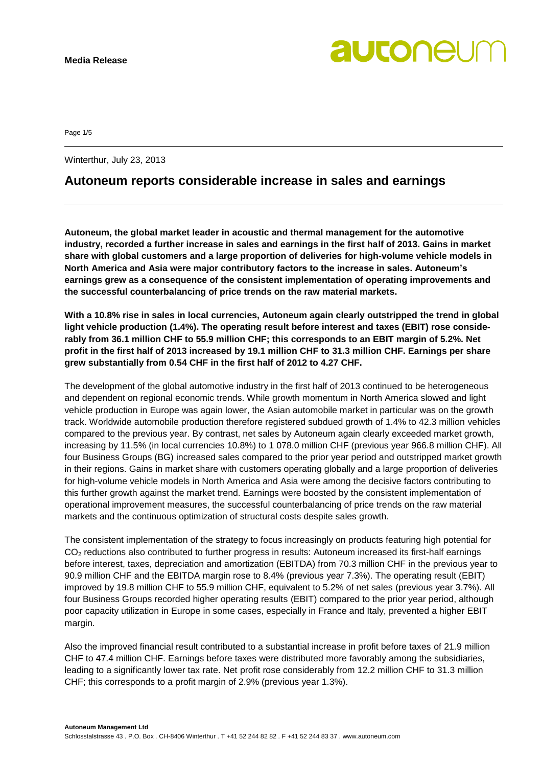**Media Release**

Winterthur, July 23, 2013

# Autoneum reports considerable increase in sales and earnings

**Autoneum, the global market leader in acoustic and thermal management for the automotive industry, recorded a further increase in sales and earnings in the first half of 2013. Gains in market share with global customers and a large proportion of deliveries for high-volume vehicle models in North America and Asia were major contributory factors to the increase in sales. Autoneum's earnings grew as a consequence of the consistent implementation of operating improvements and the successful counterbalancing of price trends on the raw material markets.**

**With a 10.8% rise in sales in local currencies, Autoneum again clearly outstripped the trend in global light vehicle production (1.4%). The operating result before interest and taxes (EBIT) rose considerably from 36.1 million CHF to 55.9 million CHF; this corresponds to an EBIT margin of 5.2%. Net profit in the first half of 2013 increased by 19.1 million CHF to 31.3 million CHF. Earnings per share grew substantially from 0.54 CHF in the first half of 2012 to 4.27 CHF.**

The development of the global automotive industry in the first half of 2013 continued to be heterogeneous and dependent on regional economic trends. While growth momentum in North America slowed and light vehicle production in Europe was again lower, the Asian automobile market in particular was on the growth track. Worldwide automobile production therefore registered subdued growth of 1.4% to 42.3 million vehicles compared to the previous year. By contrast, net sales by Autoneum again clearly exceeded market growth, increasing by 11.5% (in local currencies 10.8%) to 1 078.0 million CHF (previous year 966.8 million CHF). All four Business Groups (BG) increased sales compared to the prior year period and outstripped market growth in their regions. Gains in market share with customers operating globally and a large proportion of deliveries for high-volume vehicle models in North America and Asia were among the decisive factors contributing to this further growth against the market trend. Earnings were boosted by the consistent implementation of operational improvement measures, the successful counterbalancing of price trends on the raw material markets and the continuous optimization of structural costs despite sales growth.

The consistent implementation of the strategy to focus increasingly on products featuring high potential for $CO_2$ reductions also contributed to further progress in results: Autoneum increased its first-half earnings before interest, taxes, depreciation and amortization (EBITDA) from 70.3 million CHF in the previous year to 90.9 million CHF and the EBITDA margin rose to 8.4% (previous year 7.3%). The operating result (EBIT) improved by 19.8 million CHF to 55.9 million CHF, equivalent to 5.2% of net sales (previous year 3.7%). All four Business Groups recorded higher operating results (EBIT) compared to the prior year period, although poor capacity utilization in Europe in some cases, especially in France and Italy, prevented a higher EBIT margin.

Also the improved financial result contributed to a substantial increase in profit before taxes of 21.9 million CHF to 47.4 million CHF. Earnings before taxes were distributed more favorably among the subsidiaries, leading to a significantly lower tax rate. Net profit rose considerably from 12.2 million CHF to 31.3 million CHF; this corresponds to a profit margin of 2.9% (previous year 1.3%).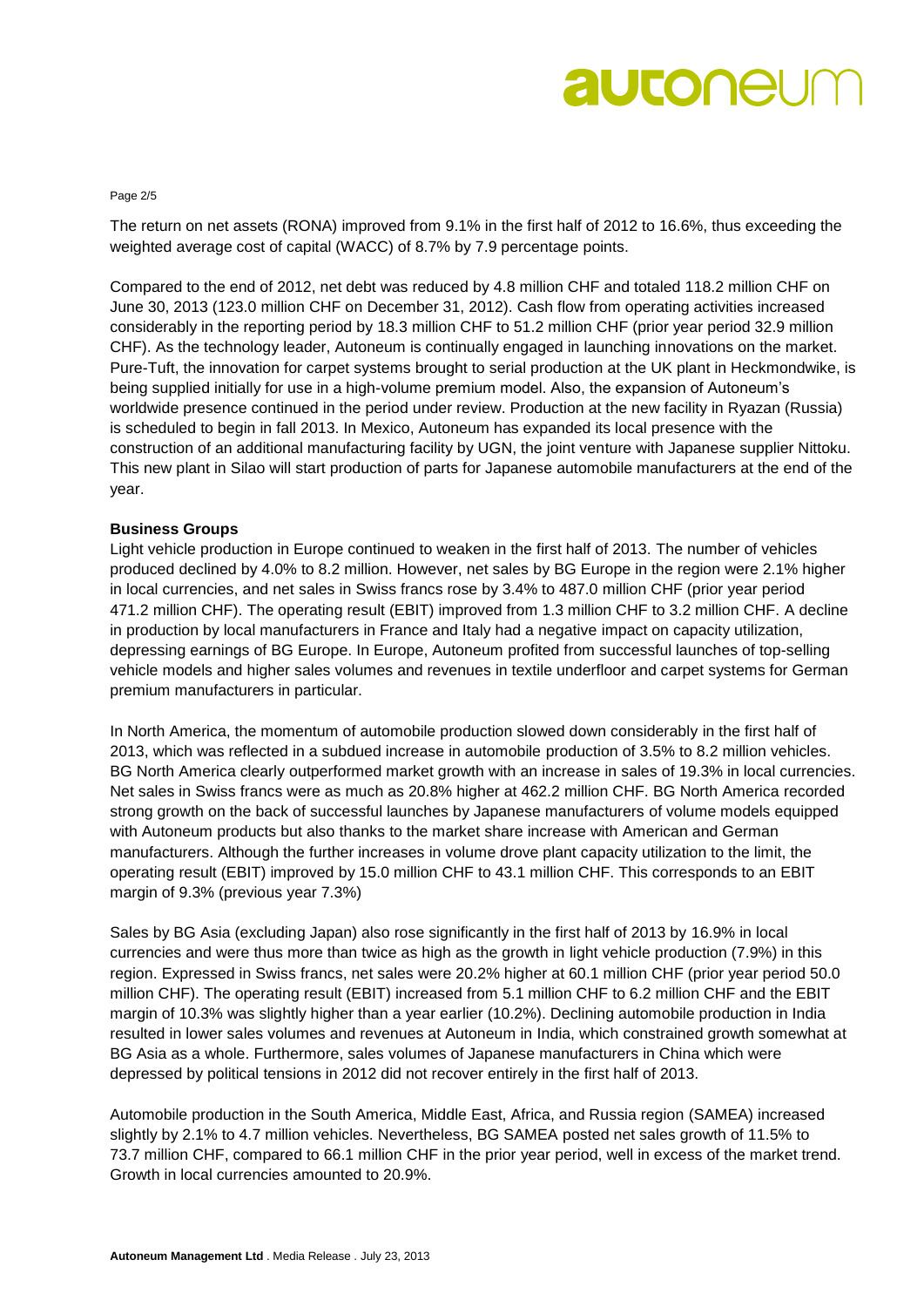The return on net assets (RONA) improved from 9.1% in the first half of 2012 to 16.6%, thus exceeding the weighted average cost of capital (WACC) of 8.7% by 7.9 percentage points.

Compared to the end of 2012, net debt was reduced by 4.8 million CHF and totaled 118.2 million CHF on June 30, 2013 (123.0 million CHF on December 31, 2012). Cash flow from operating activities increased considerably in the reporting period by 18.3 million CHF to 51.2 million CHF (prior year period 32.9 million CHF). As the technology leader, Autoneum is continually engaged in launching innovations on the market. Pure-Tuft, the innovation for carpet systems brought to serial production at the UK plant in Heckmondwike, is being supplied initially for use in a high-volume premium model. Also, the expansion of Autoneum's worldwide presence continued in the period under review. Production at the new facility in Ryazan (Russia) is scheduled to begin in fall 2013. In Mexico, Autoneum has expanded its local presence with the construction of an additional manufacturing facility by UGN, the joint venture with Japanese supplier Nittoku. This new plant in Silao will start production of parts for Japanese automobile manufacturers at the end of the year.

**Business Groups**

Light vehicle production in Europe continued to weaken in the first half of 2013. The number of vehicles produced declined by 4.0% to 8.2 million. However, net sales by BG Europe in the region were 2.1% higher in local currencies, and net sales in Swiss francs rose by 3.4% to 487.0 million CHF (prior year period 471.2 million CHF). The operating result (EBIT) improved from 1.3 million CHF to 3.2 million CHF. A decline in production by local manufacturers in France and Italy had a negative impact on capacity utilization, depressing earnings of BG Europe. In Europe, Autoneum profited from successful launches of top-selling vehicle models and higher sales volumes and revenues in textile underfloor and carpet systems for German premium manufacturers in particular.

In North America, the momentum of automobile production slowed down considerably in the first half of 2013, which was reflected in a subdued increase in automobile production of 3.5% to 8.2 million vehicles. BG North America clearly outperformed market growth with an increase in sales of 19.3% in local currencies. Net sales in Swiss francs were as much as 20.8% higher at 462.2 million CHF. BG North America recorded strong growth on the back of successful launches by Japanese manufacturers of volume models equipped with Autoneum products but also thanks to the market share increase with American and German manufacturers. Although the further increases in volume drove plant capacity utilization to the limit, the operating result (EBIT) improved by 15.0 million CHF to 43.1 million CHF. This corresponds to an EBIT margin of 9.3% (previous year 7.3%)

Sales by BG Asia (excluding Japan) also rose significantly in the first half of 2013 by 16.9% in local currencies and were thus more than twice as high as the growth in light vehicle production (7.9%) in this region. Expressed in Swiss francs, net sales were 20.2% higher at 60.1 million CHF (prior year period 50.0 million CHF). The operating result (EBIT) increased from 5.1 million CHF to 6.2 million CHF and the EBIT margin of 10.3% was slightly higher than a year earlier (10.2%). Declining automobile production in India resulted in lower sales volumes and revenues at Autoneum in India, which constrained growth somewhat at BG Asia as a whole. Furthermore, sales volumes of Japanese manufacturers in China which were depressed by political tensions in 2012 did not recover entirely in the first half of 2013.

Automobile production in the South America, Middle East, Africa, and Russia region (SAMEA) increased slightly by 2.1% to 4.7 million vehicles. Nevertheless, BG SAMEA posted net sales growth of 11.5% to 73.7 million CHF, compared to 66.1 million CHF in the prior year period, well in excess of the market trend. Growth in local currencies amounted to 20.9%.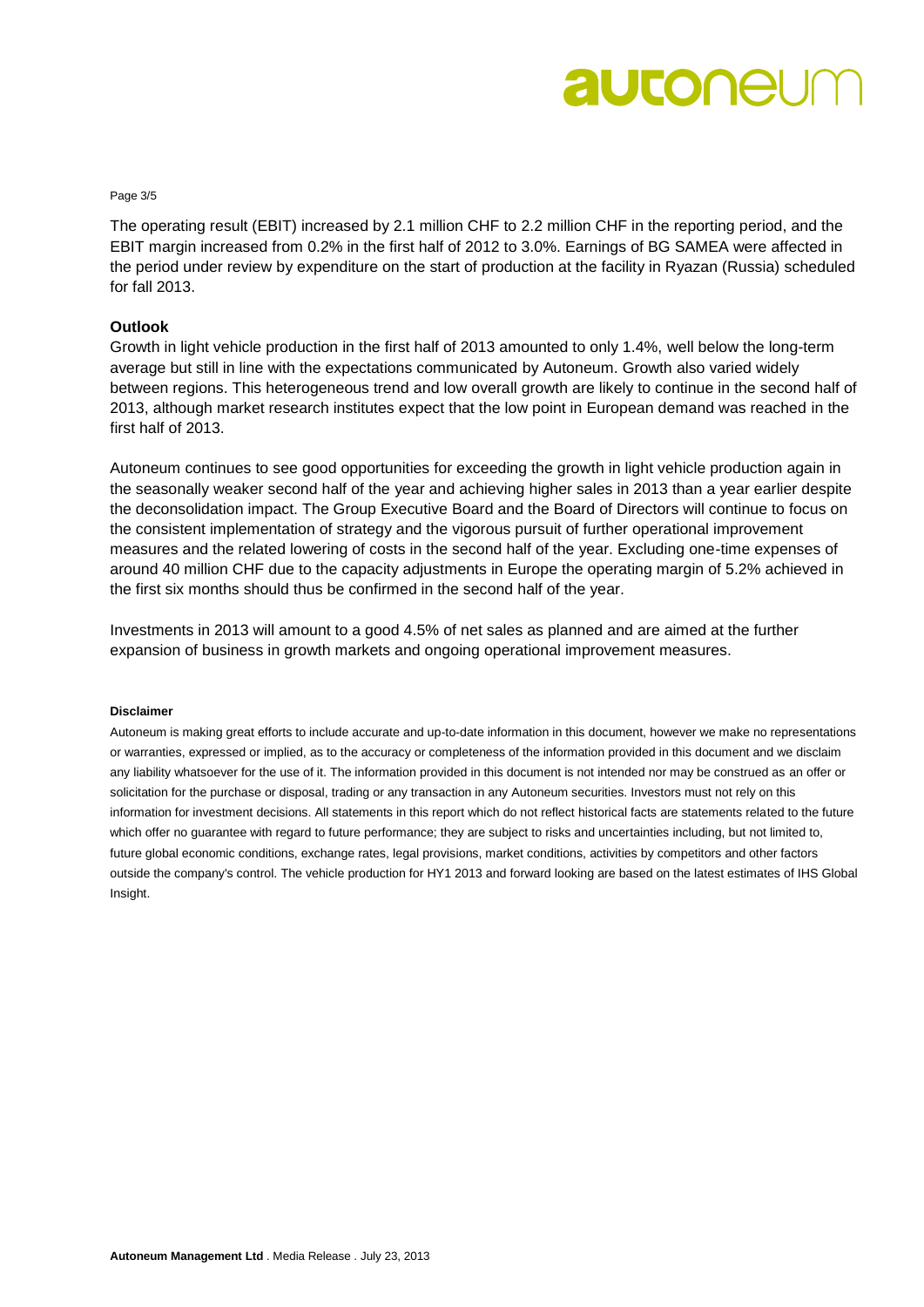The operating result (EBIT) increased by 2.1 million CHF to 2.2 million CHF in the reporting period, and the EBIT margin increased from 0.2% in the first half of 2012 to 3.0%. Earnings of BG SAMEA were affected in the period under review by expenditure on the start of production at the facility in Ryazan (Russia) scheduled for fall 2013.

## Outlook

Growth in light vehicle production in the first half of 2013 amounted to only 1.4%, well below the long-term average but still in line with the expectations communicated by Autoneum. Growth also varied widely between regions. This heterogeneous trend and low overall growth are likely to continue in the second half of 2013, although market research institutes expect that the low point in European demand was reached in the first half of 2013.

Autoneum continues to see good opportunities for exceeding the growth in light vehicle production again in the seasonally weaker second half of the year and achieving higher sales in 2013 than a year earlier despite the deconsolidation impact. The Group Executive Board and the Board of Directors will continue to focus on the consistent implementation of strategy and the vigorous pursuit of further operational improvement measures and the related lowering of costs in the second half of the year. Excluding one-time expenses of around 40 million CHF due to the capacity adjustments in Europe the operating margin of 5.2% achieved in the first six months should thus be confirmed in the second half of the year.

Investments in 2013 will amount to a good 4.5% of net sales as planned and are aimed at the further expansion of business in growth markets and ongoing operational improvement measures.

**Disclaimer**

Autoneum is making great efforts to include accurate and up-to-date information in this document, however we make no representations or warranties, expressed or implied, as to the accuracy or completeness of the information provided in this document and we disclaim any liability whatsoever for the use of it. The information provided in this document is not intended nor may be construed as an offer or solicitation for the purchase or disposal, trading or any transaction in any Autoneum securities. Investors must not rely on this information for investment decisions. All statements in this report which do not reflect historical facts are statements related to the future which offer no guarantee with regard to future performance; they are subject to risks and uncertainties including, but not limited to, future global economic conditions, exchange rates, legal provisions, market conditions, activities by competitors and other factors outside the company's control. The vehicle production for HY1 2013 and forward looking are based on the latest estimates of IHS Global Insight.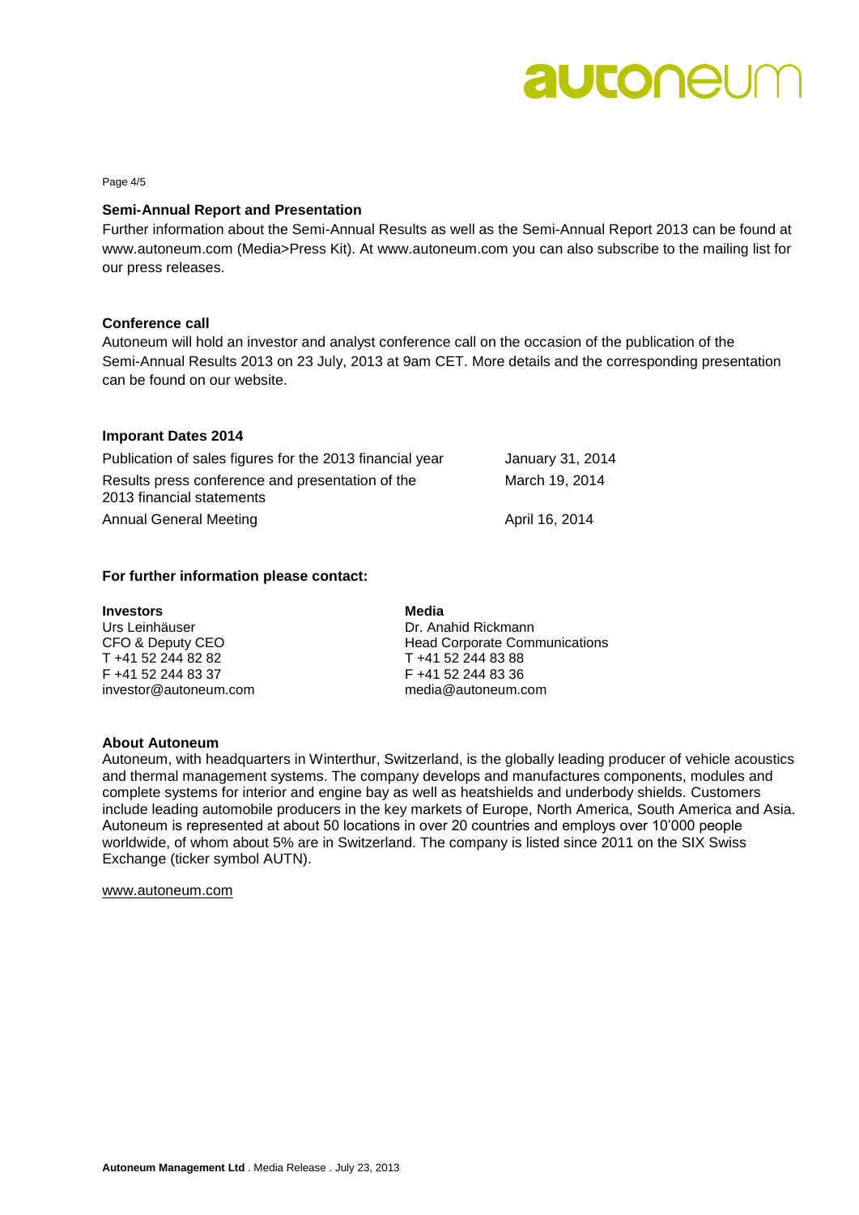### Semi-Annual Report and Presentation

Further information about the Semi-Annual Results as well as the Semi-Annual Report 2013 can be found at www.autoneum.com (Media>Press Kit). At www.autoneum.com you can also subscribe to the mailing list for our press releases.

### Conference call

Autoneum will hold an investor and analyst conference call on the occasion of the publication of the Semi-Annual Results 2013 on 23 July, 2013 at 9am CET. More details and the corresponding presentation can be found on our website.

### Imporant Dates 2014

| | |
|---|---|
| Publication of sales figures for the 2013 financial year | January 31, 2014 |
| Results press conference and presentation of the 2013 financial statements | March 19, 2014 |
| Annual General Meeting | April 16, 2014 |

### For further information please contact:

**Investors**
Urs Leinhäuser
CFO & Deputy CEO
T +41 52 244 82 82
F +41 52 244 83 37
investor@autoneum.com

**Media**
Dr. Anahid Rickmann
Head Corporate Communications
T +41 52 244 83 88
F +41 52 244 83 36
media@autoneum.com

### About Autoneum

Autoneum, with headquarters in Winterthur, Switzerland, is the globally leading producer of vehicle acoustics and thermal management systems. The company develops and manufactures components, modules and complete systems for interior and engine bay as well as heatshields and underbody shields. Customers include leading automobile producers in the key markets of Europe, North America, South America and Asia. Autoneum is represented at about 50 locations in over 20 countries and employs over 10'000 people worldwide, of whom about 5% are in Switzerland. The company is listed since 2011 on the SIX Swiss Exchange (ticker symbol AUTN).

www.autoneum.com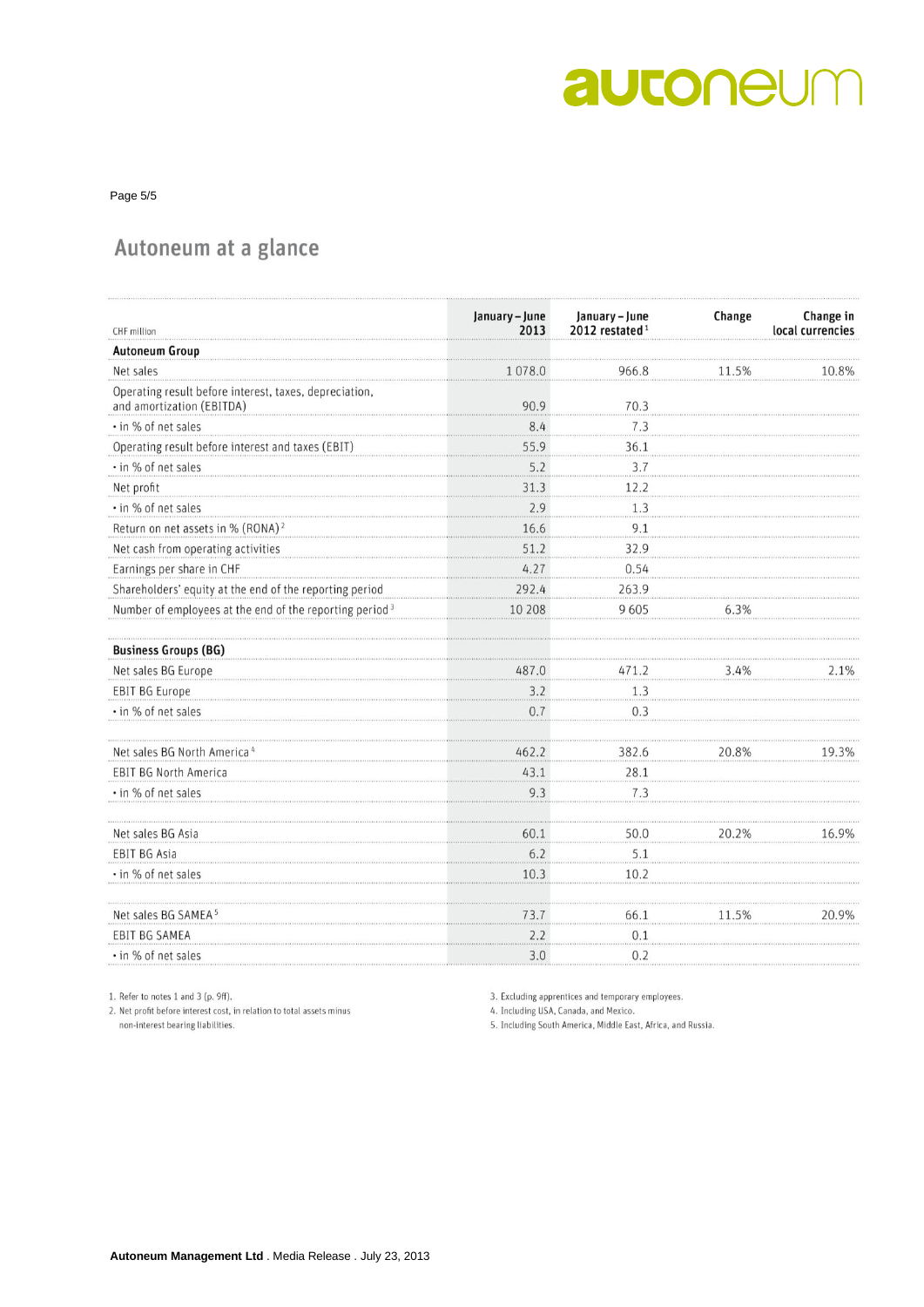# Autoneum at a glance

| CHF million | January – June 2013 | January – June 2012 restated[1] | Change | Change in local currencies |
|---|---|---|---|---|
| **Autoneum Group** | | | | |
| Net sales | 1 078.0 | 966.8 | 11.5% | 10.8% |
| Operating result before interest, taxes, depreciation, and amortization (EBITDA) | 90.9 | 70.3 | | |
| • in % of net sales | 8.4 | 7.3 | | |
| Operating result before interest and taxes (EBIT) | 55.9 | 36.1 | | |
| • in % of net sales | 5.2 | 3.7 | | |
| Net profit | 31.3 | 12.2 | | |
| • in % of net sales | 2.9 | 1.3 | | |
| Return on net assets in % (RONA)[2] | 16.6 | 9.1 | | |
| Net cash from operating activities | 51.2 | 32.9 | | |
| Earnings per share in CHF | 4.27 | 0.54 | | |
| Shareholders' equity at the end of the reporting period | 292.4 | 263.9 | | |
| Number of employees at the end of the reporting period[3] | 10 208 | 9 605 | 6.3% | |
| **Business Groups (BG)** | | | | |
| Net sales BG Europe | 487.0 | 471.2 | 3.4% | 2.1% |
| EBIT BG Europe | 3.2 | 1.3 | | |
| • in % of net sales | 0.7 | 0.3 | | |
| Net sales BG North America[4] | 462.2 | 382.6 | 20.8% | 19.3% |
| EBIT BG North America | 43.1 | 28.1 | | |
| • in % of net sales | 9.3 | 7.3 | | |
| Net sales BG Asia | 60.1 | 50.0 | 20.2% | 16.9% |
| EBIT BG Asia | 6.2 | 5.1 | | |
| • in % of net sales | 10.3 | 10.2 | | |
| Net sales BG SAMEA[5] | 73.7 | 66.1 | 11.5% | 20.9% |
| EBIT BG SAMEA | 2.2 | 0.1 | | |
| • in % of net sales | 3.0 | 0.2 | | |

1. Refer to notes 1 and 3 (p. 9ff).
2. Net profit before interest cost, in relation to total assets minus non-interest bearing liabilities.
3. Excluding apprentices and temporary employees.
4. Including USA, Canada, and Mexico.
5. Including South America, Middle East, Africa, and Russia.

**Autoneum Management Ltd** . Media Release . July 23, 2013